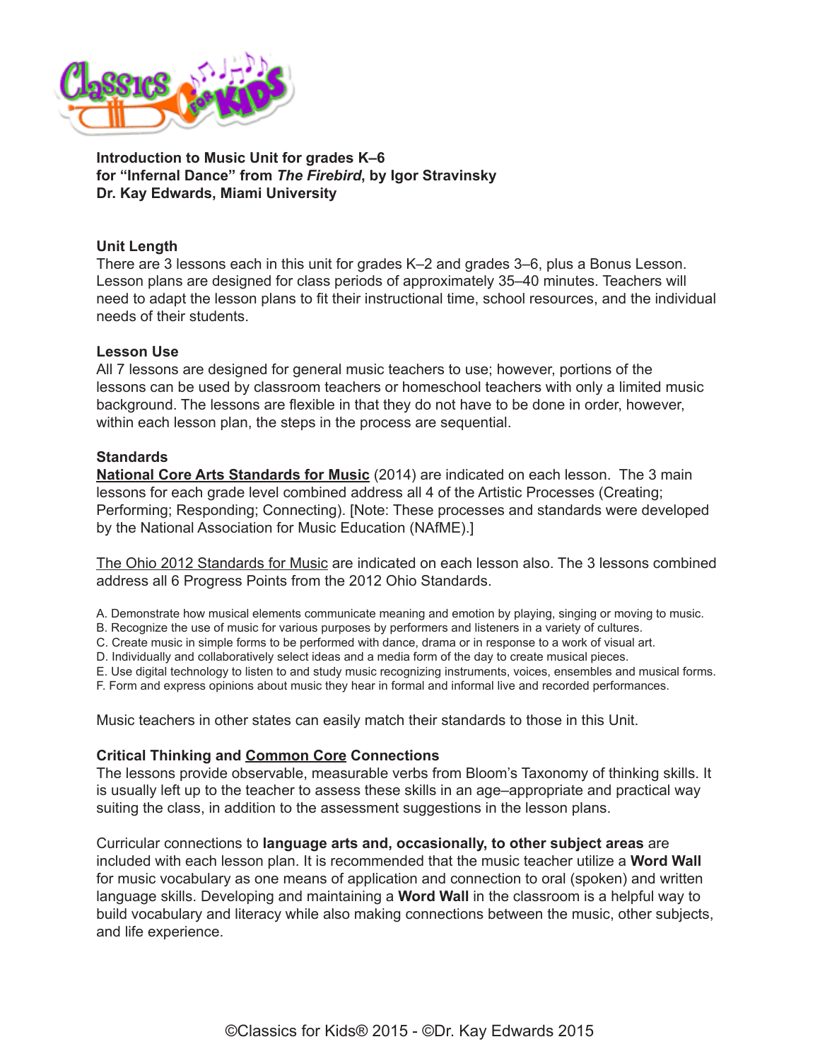**Introduction to Music Unit for grades K–6**
**for "Infernal Dance" from *The Firebird*, by Igor Stravinsky**
**Dr. Kay Edwards, Miami University**

**Unit Length**
There are 3 lessons each in this unit for grades K–2 and grades 3–6, plus a Bonus Lesson. Lesson plans are designed for class periods of approximately 35–40 minutes. Teachers will need to adapt the lesson plans to fit their instructional time, school resources, and the individual needs of their students.

**Lesson Use**
All 7 lessons are designed for general music teachers to use; however, portions of the lessons can be used by classroom teachers or homeschool teachers with only a limited music background. The lessons are flexible in that they do not have to be done in order, however, within each lesson plan, the steps in the process are sequential.

**Standards**
**National Core Arts Standards for Music** (2014) are indicated on each lesson. The 3 main lessons for each grade level combined address all 4 of the Artistic Processes (Creating; Performing; Responding; Connecting). [Note: These processes and standards were developed by the National Association for Music Education (NAfME).]

The Ohio 2012 Standards for Music are indicated on each lesson also. The 3 lessons combined address all 6 Progress Points from the 2012 Ohio Standards.

A. Demonstrate how musical elements communicate meaning and emotion by playing, singing or moving to music.
B. Recognize the use of music for various purposes by performers and listeners in a variety of cultures.
C. Create music in simple forms to be performed with dance, drama or in response to a work of visual art.
D. Individually and collaboratively select ideas and a media form of the day to create musical pieces.
E. Use digital technology to listen to and study music recognizing instruments, voices, ensembles and musical forms.
F. Form and express opinions about music they hear in formal and informal live and recorded performances.

Music teachers in other states can easily match their standards to those in this Unit.

**Critical Thinking and Common Core Connections**
The lessons provide observable, measurable verbs from Bloom's Taxonomy of thinking skills. It is usually left up to the teacher to assess these skills in an age–appropriate and practical way suiting the class, in addition to the assessment suggestions in the lesson plans.

Curricular connections to **language arts and, occasionally, to other subject areas** are included with each lesson plan. It is recommended that the music teacher utilize a **Word Wall** for music vocabulary as one means of application and connection to oral (spoken) and written language skills. Developing and maintaining a **Word Wall** in the classroom is a helpful way to build vocabulary and literacy while also making connections between the music, other subjects, and life experience.

©Classics for Kids® 2015 - ©Dr. Kay Edwards 2015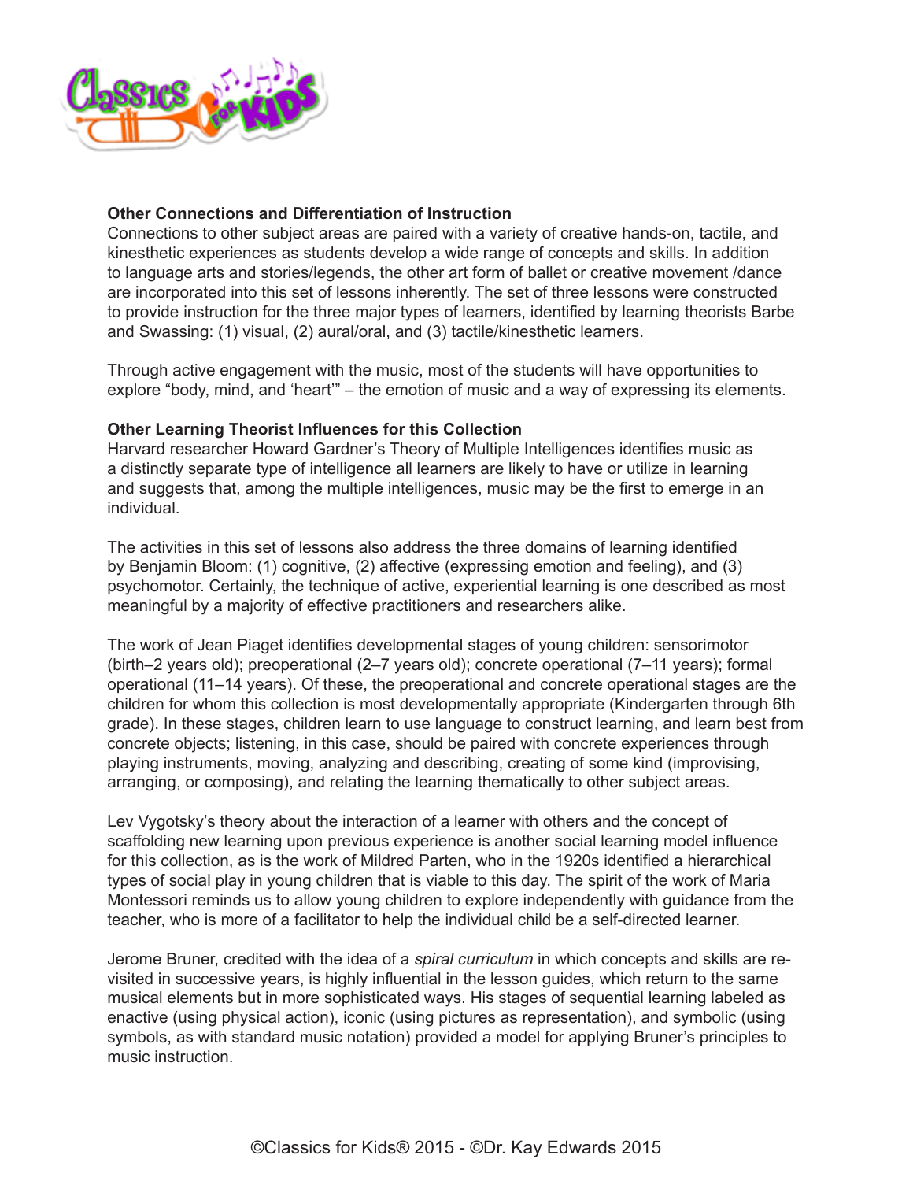**Other Connections and Differentiation of Instruction**

Connections to other subject areas are paired with a variety of creative hands-on, tactile, and kinesthetic experiences as students develop a wide range of concepts and skills. In addition to language arts and stories/legends, the other art form of ballet or creative movement /dance are incorporated into this set of lessons inherently. The set of three lessons were constructed to provide instruction for the three major types of learners, identified by learning theorists Barbe and Swassing: (1) visual, (2) aural/oral, and (3) tactile/kinesthetic learners.

Through active engagement with the music, most of the students will have opportunities to explore "body, mind, and 'heart'" – the emotion of music and a way of expressing its elements.

**Other Learning Theorist Influences for this Collection**

Harvard researcher Howard Gardner's Theory of Multiple Intelligences identifies music as a distinctly separate type of intelligence all learners are likely to have or utilize in learning and suggests that, among the multiple intelligences, music may be the first to emerge in an individual.

The activities in this set of lessons also address the three domains of learning identified by Benjamin Bloom: (1) cognitive, (2) affective (expressing emotion and feeling), and (3) psychomotor. Certainly, the technique of active, experiential learning is one described as most meaningful by a majority of effective practitioners and researchers alike.

The work of Jean Piaget identifies developmental stages of young children: sensorimotor (birth–2 years old); preoperational (2–7 years old); concrete operational (7–11 years); formal operational (11–14 years). Of these, the preoperational and concrete operational stages are the children for whom this collection is most developmentally appropriate (Kindergarten through 6th grade). In these stages, children learn to use language to construct learning, and learn best from concrete objects; listening, in this case, should be paired with concrete experiences through playing instruments, moving, analyzing and describing, creating of some kind (improvising, arranging, or composing), and relating the learning thematically to other subject areas.

Lev Vygotsky's theory about the interaction of a learner with others and the concept of scaffolding new learning upon previous experience is another social learning model influence for this collection, as is the work of Mildred Parten, who in the 1920s identified a hierarchical types of social play in young children that is viable to this day. The spirit of the work of Maria Montessori reminds us to allow young children to explore independently with guidance from the teacher, who is more of a facilitator to help the individual child be a self-directed learner.

Jerome Bruner, credited with the idea of a *spiral curriculum* in which concepts and skills are re-visited in successive years, is highly influential in the lesson guides, which return to the same musical elements but in more sophisticated ways. His stages of sequential learning labeled as enactive (using physical action), iconic (using pictures as representation), and symbolic (using symbols, as with standard music notation) provided a model for applying Bruner's principles to music instruction.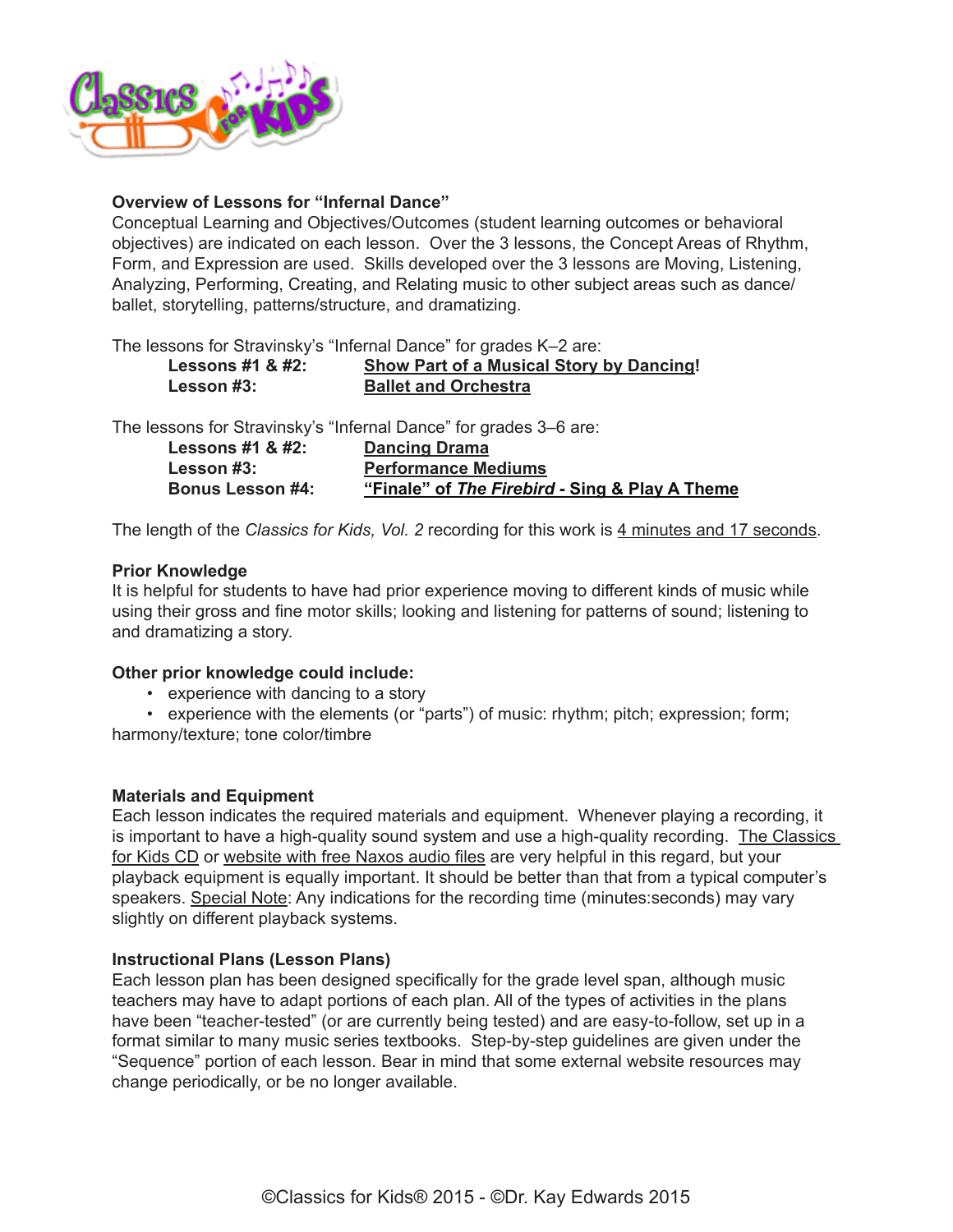**Overview of Lessons for "Infernal Dance"**

Conceptual Learning and Objectives/Outcomes (student learning outcomes or behavioral objectives) are indicated on each lesson. Over the 3 lessons, the Concept Areas of Rhythm, Form, and Expression are used. Skills developed over the 3 lessons are Moving, Listening, Analyzing, Performing, Creating, and Relating music to other subject areas such as dance/ballet, storytelling, patterns/structure, and dramatizing.

The lessons for Stravinsky's "Infernal Dance" for grades K–2 are:

| | |
|---|---|
| **Lessons #1 & #2:** | **Show Part of a Musical Story by Dancing!** |
| **Lesson #3:** | **Ballet and Orchestra** |

The lessons for Stravinsky's "Infernal Dance" for grades 3–6 are:

| | |
|---|---|
| **Lessons #1 & #2:** | **Dancing Drama** |
| **Lesson #3:** | **Performance Mediums** |
| **Bonus Lesson #4:** | **"Finale" of *The Firebird* - Sing & Play A Theme** |

The length of the *Classics for Kids, Vol. 2* recording for this work is 4 minutes and 17 seconds.

**Prior Knowledge**

It is helpful for students to have had prior experience moving to different kinds of music while using their gross and fine motor skills; looking and listening for patterns of sound; listening to and dramatizing a story.

**Other prior knowledge could include:**

- experience with dancing to a story
- experience with the elements (or "parts") of music: rhythm; pitch; expression; form; harmony/texture; tone color/timbre

**Materials and Equipment**

Each lesson indicates the required materials and equipment. Whenever playing a recording, it is important to have a high-quality sound system and use a high-quality recording. The Classics for Kids CD or website with free Naxos audio files are very helpful in this regard, but your playback equipment is equally important. It should be better than that from a typical computer's speakers. Special Note: Any indications for the recording time (minutes:seconds) may vary slightly on different playback systems.

**Instructional Plans (Lesson Plans)**

Each lesson plan has been designed specifically for the grade level span, although music teachers may have to adapt portions of each plan. All of the types of activities in the plans have been "teacher-tested" (or are currently being tested) and are easy-to-follow, set up in a format similar to many music series textbooks. Step-by-step guidelines are given under the "Sequence" portion of each lesson. Bear in mind that some external website resources may change periodically, or be no longer available.

©Classics for Kids® 2015 - ©Dr. Kay Edwards 2015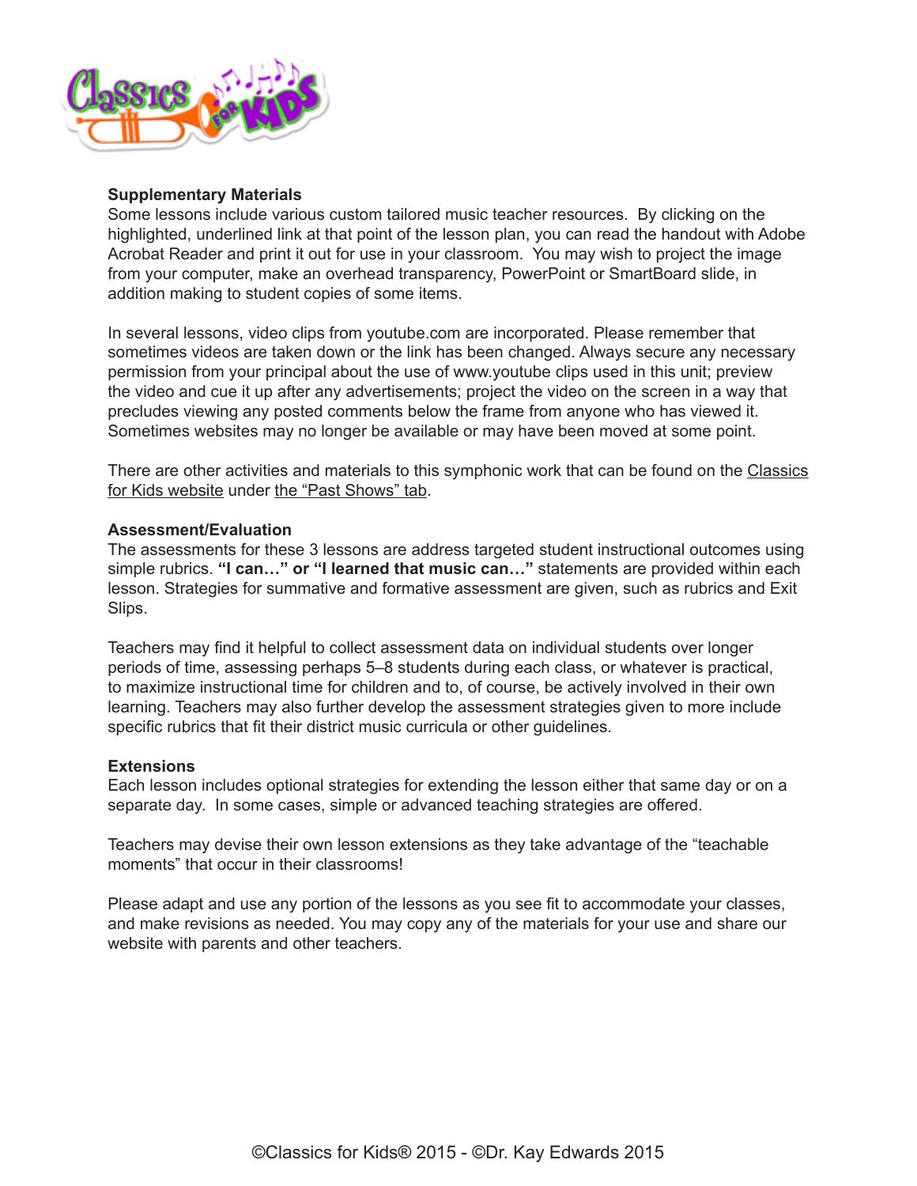**Supplementary Materials**

Some lessons include various custom tailored music teacher resources. By clicking on the highlighted, underlined link at that point of the lesson plan, you can read the handout with Adobe Acrobat Reader and print it out for use in your classroom. You may wish to project the image from your computer, make an overhead transparency, PowerPoint or SmartBoard slide, in addition making to student copies of some items.

In several lessons, video clips from youtube.com are incorporated. Please remember that sometimes videos are taken down or the link has been changed. Always secure any necessary permission from your principal about the use of www.youtube clips used in this unit; preview the video and cue it up after any advertisements; project the video on the screen in a way that precludes viewing any posted comments below the frame from anyone who has viewed it. Sometimes websites may no longer be available or may have been moved at some point.

There are other activities and materials to this symphonic work that can be found on the Classics for Kids website under the "Past Shows" tab.

**Assessment/Evaluation**

The assessments for these 3 lessons are address targeted student instructional outcomes using simple rubrics. **"I can…" or "I learned that music can…"** statements are provided within each lesson. Strategies for summative and formative assessment are given, such as rubrics and Exit Slips.

Teachers may find it helpful to collect assessment data on individual students over longer periods of time, assessing perhaps 5–8 students during each class, or whatever is practical, to maximize instructional time for children and to, of course, be actively involved in their own learning. Teachers may also further develop the assessment strategies given to more include specific rubrics that fit their district music curricula or other guidelines.

**Extensions**

Each lesson includes optional strategies for extending the lesson either that same day or on a separate day. In some cases, simple or advanced teaching strategies are offered.

Teachers may devise their own lesson extensions as they take advantage of the "teachable moments" that occur in their classrooms!

Please adapt and use any portion of the lessons as you see fit to accommodate your classes, and make revisions as needed. You may copy any of the materials for your use and share our website with parents and other teachers.